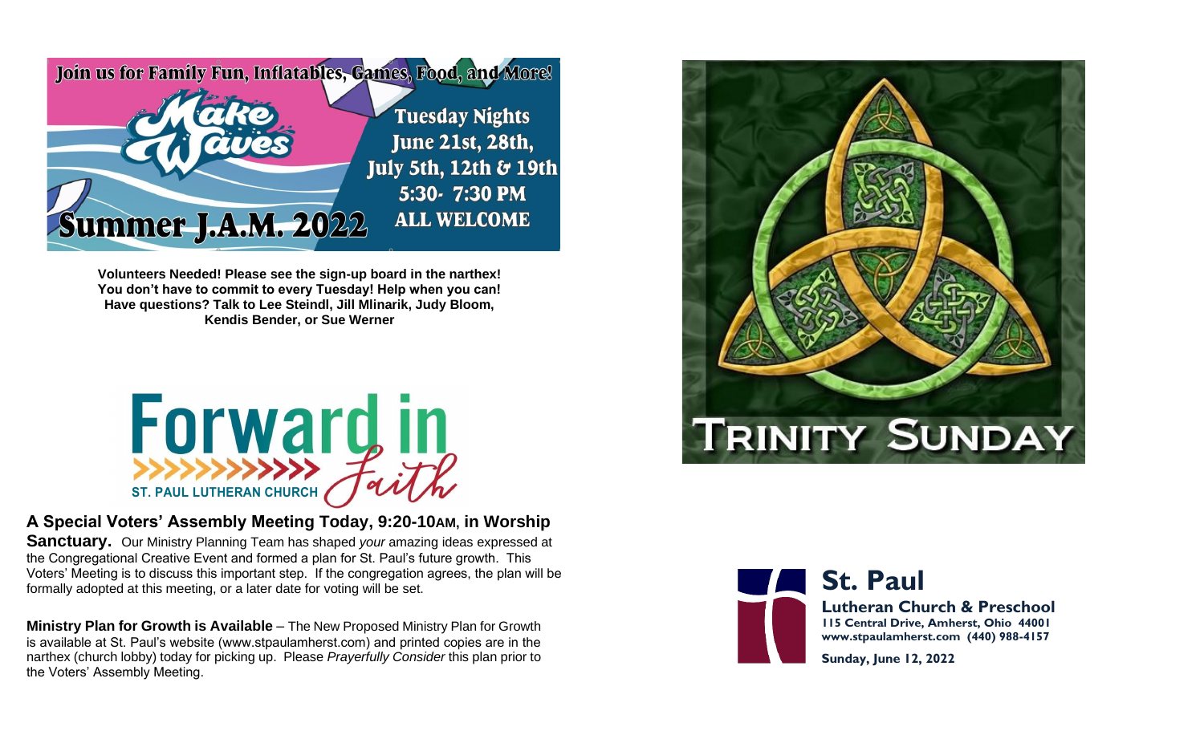Join us for Family Fun, Inflatables, Games, Food, and More!

**Make Waves**

**Summer J.A.M. 2022**

**Tuesday Nights**
**June 21st, 28th, July 5th, 12th & 19th**
**5:30- 7:30 PM**
**ALL WELCOME**

**Volunteers Needed! Please see the sign-up board in the narthex! You don't have to commit to every Tuesday! Help when you can! Have questions? Talk to Lee Steindl, Jill Mlinarik, Judy Bloom, Kendis Bender, or Sue Werner**

**Forward in Faith**
ST. PAUL LUTHERAN CHURCH

**A Special Voters' Assembly Meeting Today, 9:20-10AM, in Worship Sanctuary.** Our Ministry Planning Team has shaped *your* amazing ideas expressed at the Congregational Creative Event and formed a plan for St. Paul's future growth. This Voters' Meeting is to discuss this important step. If the congregation agrees, the plan will be formally adopted at this meeting, or a later date for voting will be set.

**Ministry Plan for Growth is Available** – The New Proposed Ministry Plan for Growth is available at St. Paul's website (www.stpaulamherst.com) and printed copies are in the narthex (church lobby) today for picking up. Please *Prayerfully Consider* this plan prior to the Voters' Assembly Meeting.

# TRINITY SUNDAY

## St. Paul

**Lutheran Church & Preschool**
**115 Central Drive, Amherst, Ohio 44001**
**www.stpaulamherst.com (440) 988-4157**

**Sunday, June 12, 2022**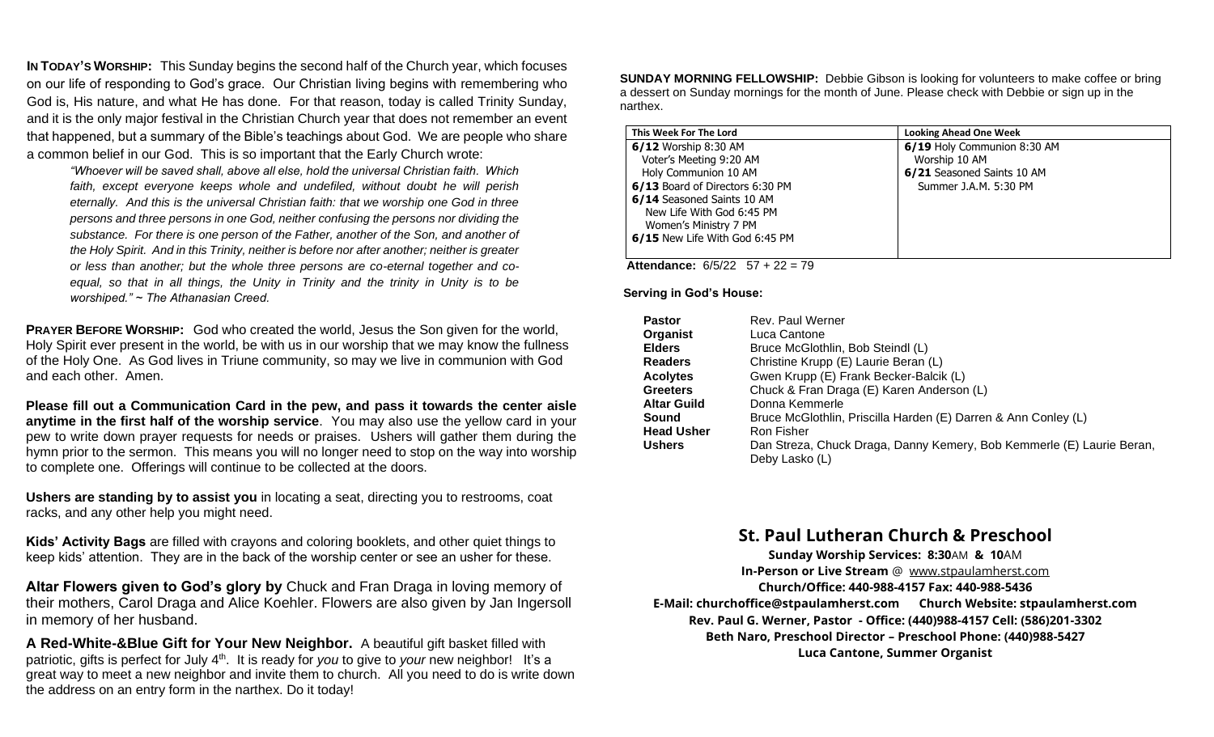**IN TODAY'S WORSHIP:** This Sunday begins the second half of the Church year, which focuses on our life of responding to God's grace. Our Christian living begins with remembering who God is, His nature, and what He has done. For that reason, today is called Trinity Sunday, and it is the only major festival in the Christian Church year that does not remember an event that happened, but a summary of the Bible's teachings about God. We are people who share a common belief in our God. This is so important that the Early Church wrote:

> *"Whoever will be saved shall, above all else, hold the universal Christian faith. Which faith, except everyone keeps whole and undefiled, without doubt he will perish eternally. And this is the universal Christian faith: that we worship one God in three persons and three persons in one God, neither confusing the persons nor dividing the substance. For there is one person of the Father, another of the Son, and another of the Holy Spirit. And in this Trinity, neither is before nor after another; neither is greater or less than another; but the whole three persons are co-eternal together and co-equal, so that in all things, the Unity in Trinity and the trinity in Unity is to be worshiped." ~ The Athanasian Creed.*

**PRAYER BEFORE WORSHIP:** God who created the world, Jesus the Son given for the world, Holy Spirit ever present in the world, be with us in our worship that we may know the fullness of the Holy One. As God lives in Triune community, so may we live in communion with God and each other. Amen.

**Please fill out a Communication Card in the pew, and pass it towards the center aisle anytime in the first half of the worship service**. You may also use the yellow card in your pew to write down prayer requests for needs or praises. Ushers will gather them during the hymn prior to the sermon. This means you will no longer need to stop on the way into worship to complete one. Offerings will continue to be collected at the doors.

**Ushers are standing by to assist you** in locating a seat, directing you to restrooms, coat racks, and any other help you might need.

**Kids' Activity Bags** are filled with crayons and coloring booklets, and other quiet things to keep kids' attention. They are in the back of the worship center or see an usher for these.

**Altar Flowers given to God's glory by** Chuck and Fran Draga in loving memory of their mothers, Carol Draga and Alice Koehler. Flowers are also given by Jan Ingersoll in memory of her husband.

**A Red-White-&Blue Gift for Your New Neighbor.** A beautiful gift basket filled with patriotic, gifts is perfect for July 4th. It is ready for *you* to give to *your* new neighbor! It's a great way to meet a new neighbor and invite them to church. All you need to do is write down the address on an entry form in the narthex. Do it today!

**SUNDAY MORNING FELLOWSHIP:** Debbie Gibson is looking for volunteers to make coffee or bring a dessert on Sunday mornings for the month of June. Please check with Debbie or sign up in the narthex.

| This Week For The Lord | Looking Ahead One Week |
|---|---|
| **6/12** Worship 8:30 AM<br>Voter's Meeting 9:20 AM<br>Holy Communion 10 AM<br>**6/13** Board of Directors 6:30 PM<br>**6/14** Seasoned Saints 10 AM<br>New Life With God 6:45 PM<br>Women's Ministry 7 PM<br>**6/15** New Life With God 6:45 PM | **6/19** Holy Communion 8:30 AM<br>Worship 10 AM<br>**6/21** Seasoned Saints 10 AM<br>Summer J.A.M. 5:30 PM |

**Attendance:** 6/5/22 57 + 22 = 79

**Serving in God's House:**

| | |
|---|---|
| **Pastor** | Rev. Paul Werner |
| **Organist** | Luca Cantone |
| **Elders** | Bruce McGlothlin, Bob Steindl (L) |
| **Readers** | Christine Krupp (E) Laurie Beran (L) |
| **Acolytes** | Gwen Krupp (E) Frank Becker-Balcik (L) |
| **Greeters** | Chuck & Fran Draga (E) Karen Anderson (L) |
| **Altar Guild** | Donna Kemmerle |
| **Sound** | Bruce McGlothlin, Priscilla Harden (E) Darren & Ann Conley (L) |
| **Head Usher** | Ron Fisher |
| **Ushers** | Dan Streza, Chuck Draga, Danny Kemery, Bob Kemmerle (E) Laurie Beran, Deby Lasko (L) |

## St. Paul Lutheran Church & Preschool

**Sunday Worship Services: 8:30AM & 10AM**
**In-Person or Live Stream** @ www.stpaulamherst.com
**Church/Office: 440-988-4157 Fax: 440-988-5436**
**E-Mail: churchoffice@stpaulamherst.com Church Website: stpaulamherst.com**
**Rev. Paul G. Werner, Pastor - Office: (440)988-4157 Cell: (586)201-3302**
**Beth Naro, Preschool Director – Preschool Phone: (440)988-5427**
**Luca Cantone, Summer Organist**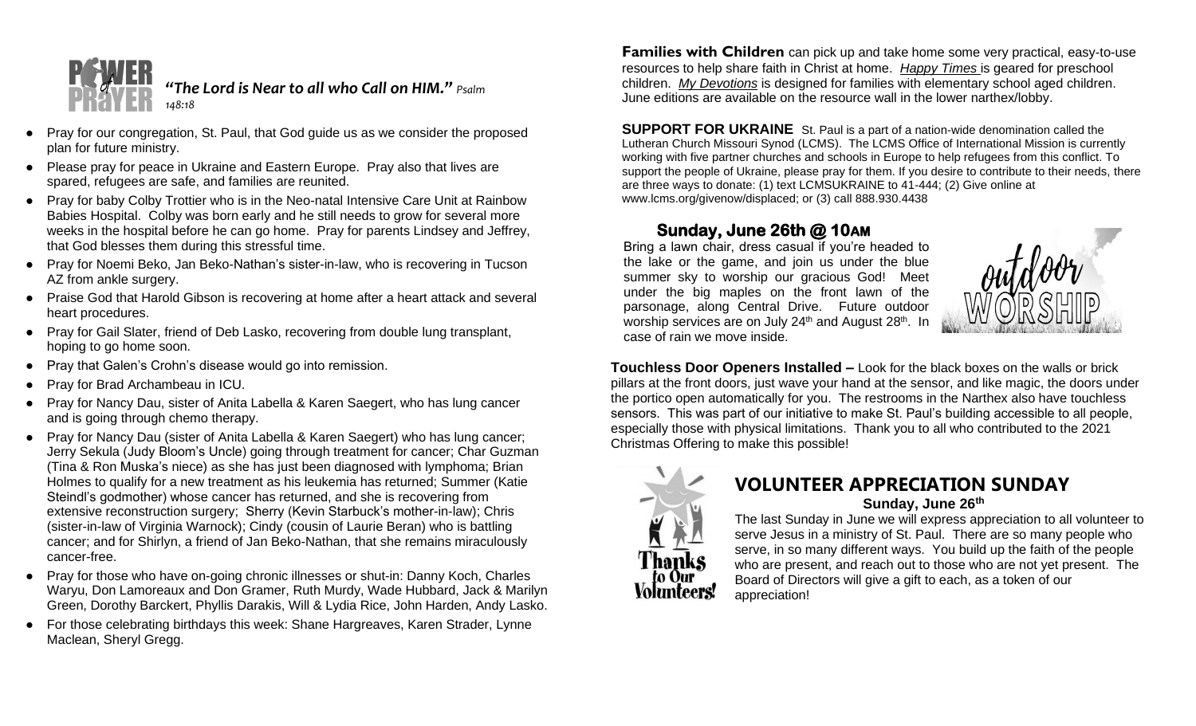# POWER of PRAYER

***"The Lord is Near to all who Call on HIM."*** *Psalm 148:18*

- Pray for our congregation, St. Paul, that God guide us as we consider the proposed plan for future ministry.
- Please pray for peace in Ukraine and Eastern Europe. Pray also that lives are spared, refugees are safe, and families are reunited.
- Pray for baby Colby Trottier who is in the Neo-natal Intensive Care Unit at Rainbow Babies Hospital. Colby was born early and he still needs to grow for several more weeks in the hospital before he can go home. Pray for parents Lindsey and Jeffrey, that God blesses them during this stressful time.
- Pray for Noemi Beko, Jan Beko-Nathan's sister-in-law, who is recovering in Tucson AZ from ankle surgery.
- Praise God that Harold Gibson is recovering at home after a heart attack and several heart procedures.
- Pray for Gail Slater, friend of Deb Lasko, recovering from double lung transplant, hoping to go home soon.
- Pray that Galen's Crohn's disease would go into remission.
- Pray for Brad Archambeau in ICU.
- Pray for Nancy Dau, sister of Anita Labella & Karen Saegert, who has lung cancer and is going through chemo therapy.
- Pray for Nancy Dau (sister of Anita Labella & Karen Saegert) who has lung cancer; Jerry Sekula (Judy Bloom's Uncle) going through treatment for cancer; Char Guzman (Tina & Ron Muska's niece) as she has just been diagnosed with lymphoma; Brian Holmes to qualify for a new treatment as his leukemia has returned; Summer (Katie Steindl's godmother) whose cancer has returned, and she is recovering from extensive reconstruction surgery; Sherry (Kevin Starbuck's mother-in-law); Chris (sister-in-law of Virginia Warnock); Cindy (cousin of Laurie Beran) who is battling cancer; and for Shirlyn, a friend of Jan Beko-Nathan, that she remains miraculously cancer-free.
- Pray for those who have on-going chronic illnesses or shut-in: Danny Koch, Charles Waryu, Don Lamoreaux and Don Gramer, Ruth Murdy, Wade Hubbard, Jack & Marilyn Green, Dorothy Barckert, Phyllis Darakis, Will & Lydia Rice, John Harden, Andy Lasko.
- For those celebrating birthdays this week: Shane Hargreaves, Karen Strader, Lynne Maclean, Sheryl Gregg.

**Families with Children** can pick up and take home some very practical, easy-to-use resources to help share faith in Christ at home. *Happy Times* is geared for preschool children. *My Devotions* is designed for families with elementary school aged children. June editions are available on the resource wall in the lower narthex/lobby.

**SUPPORT FOR UKRAINE** St. Paul is a part of a nation-wide denomination called the Lutheran Church Missouri Synod (LCMS). The LCMS Office of International Mission is currently working with five partner churches and schools in Europe to help refugees from this conflict. To support the people of Ukraine, please pray for them. If you desire to contribute to their needs, there are three ways to donate: (1) text LCMSUKRAINE to 41-444; (2) Give online at www.lcms.org/givenow/displaced; or (3) call 888.930.4438

## Sunday, June 26th @ 10AM

## outdoor WORSHIP

Bring a lawn chair, dress casual if you're headed to the lake or the game, and join us under the blue summer sky to worship our gracious God! Meet under the big maples on the front lawn of the parsonage, along Central Drive. Future outdoor worship services are on July 24th and August 28th. In case of rain we move inside.

**Touchless Door Openers Installed –** Look for the black boxes on the walls or brick pillars at the front doors, just wave your hand at the sensor, and like magic, the doors under the portico open automatically for you. The restrooms in the Narthex also have touchless sensors. This was part of our initiative to make St. Paul's building accessible to all people, especially those with physical limitations. Thank you to all who contributed to the 2021 Christmas Offering to make this possible!

## VOLUNTEER APPRECIATION SUNDAY

**Sunday, June 26th**

Thanks to Our Volunteers!

The last Sunday in June we will express appreciation to all volunteer to serve Jesus in a ministry of St. Paul. There are so many people who serve, in so many different ways. You build up the faith of the people who are present, and reach out to those who are not yet present. The Board of Directors will give a gift to each, as a token of our appreciation!